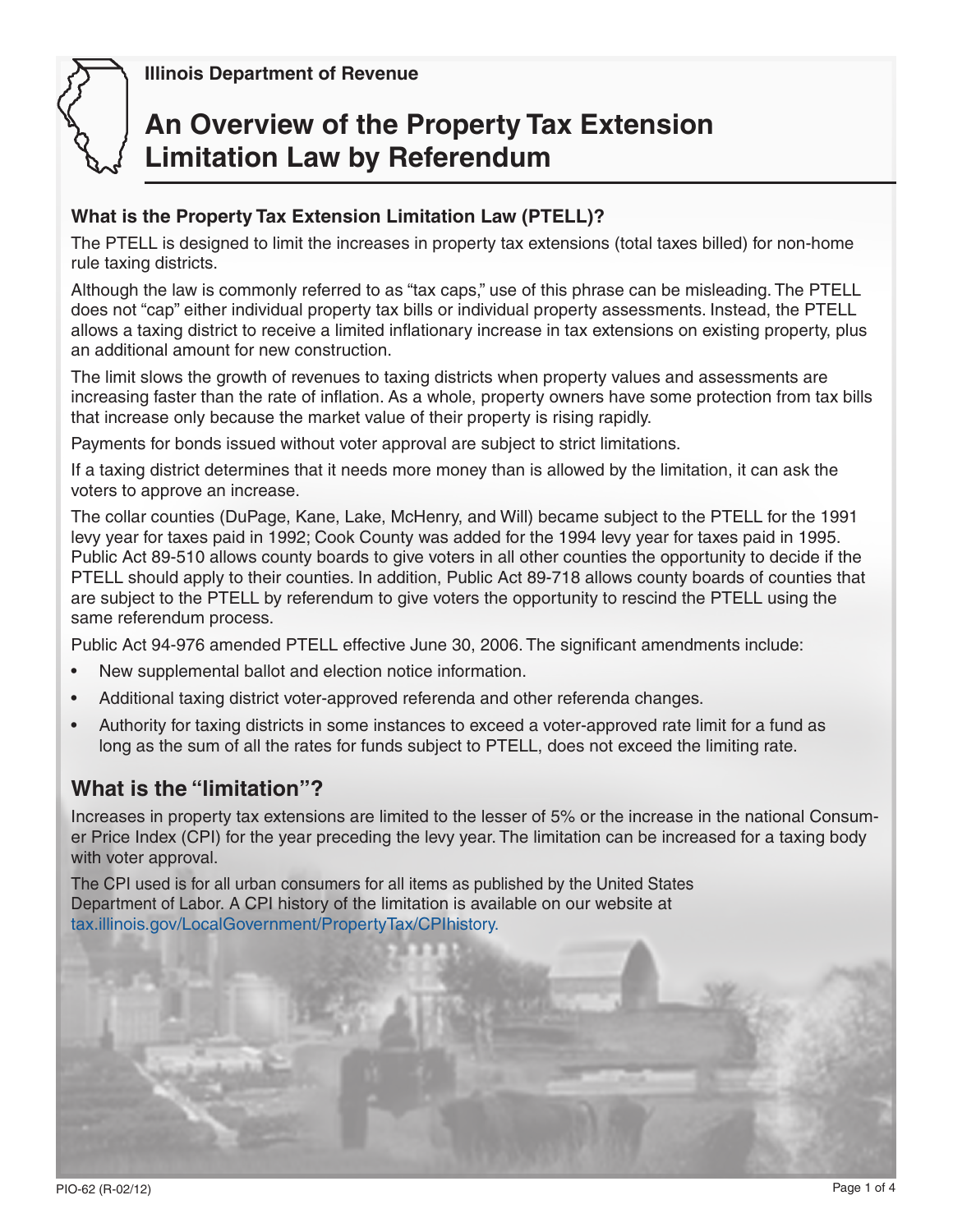Illinois Department of Revenue

# An Overview of the Property Tax Extension Limitation Law by Referendum

### What is the Property Tax Extension Limitation Law (PTELL)?

The PTELL is designed to limit the increases in property tax extensions (total taxes billed) for non-home rule taxing districts.

Although the law is commonly referred to as "tax caps," use of this phrase can be misleading. The PTELL does not "cap" either individual property tax bills or individual property assessments. Instead, the PTELL allows a taxing district to receive a limited inflationary increase in tax extensions on existing property, plus an additional amount for new construction.

The limit slows the growth of revenues to taxing districts when property values and assessments are increasing faster than the rate of inflation. As a whole, property owners have some protection from tax bills that increase only because the market value of their property is rising rapidly.

Payments for bonds issued without voter approval are subject to strict limitations.

If a taxing district determines that it needs more money than is allowed by the limitation, it can ask the voters to approve an increase.

The collar counties (DuPage, Kane, Lake, McHenry, and Will) became subject to the PTELL for the 1991 levy year for taxes paid in 1992; Cook County was added for the 1994 levy year for taxes paid in 1995. Public Act 89-510 allows county boards to give voters in all other counties the opportunity to decide if the PTELL should apply to their counties. In addition, Public Act 89-718 allows county boards of counties that are subject to the PTELL by referendum to give voters the opportunity to rescind the PTELL using the same referendum process.

Public Act 94-976 amended PTELL effective June 30, 2006. The significant amendments include:

- New supplemental ballot and election notice information.
- Additional taxing district voter-approved referenda and other referenda changes.
- Authority for taxing districts in some instances to exceed a voter-approved rate limit for a fund as long as the sum of all the rates for funds subject to PTELL, does not exceed the limiting rate.

## What is the "limitation"?

Increases in property tax extensions are limited to the lesser of 5% or the increase in the national Consumer Price Index (CPI) for the year preceding the levy year. The limitation can be increased for a taxing body with voter approval.

The CPI used is for all urban consumers for all items as published by the United States Department of Labor. A CPI history of the limitation is available on our website at tax.illinois.gov/LocalGovernment/PropertyTax/CPIhistory.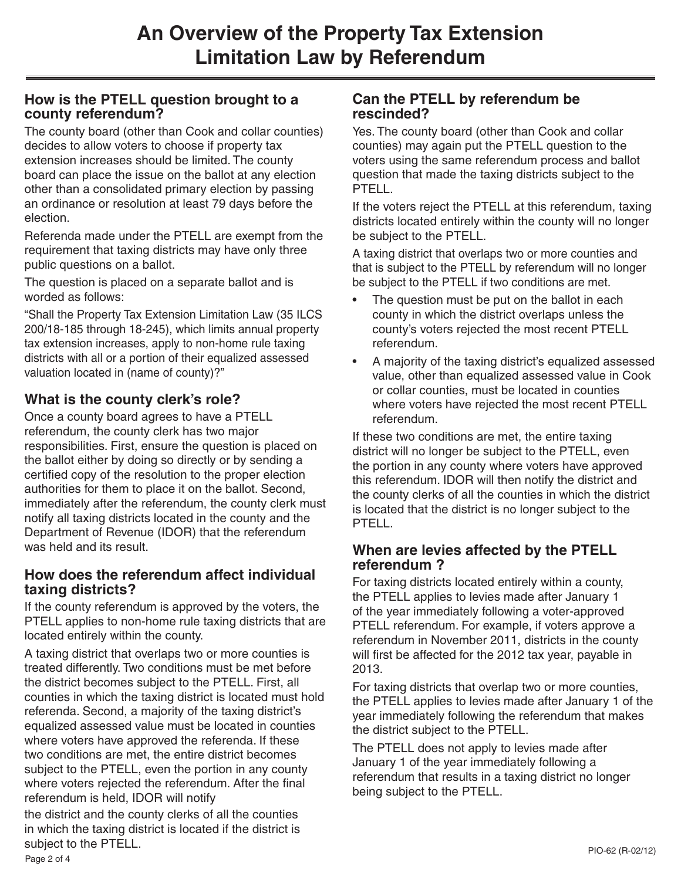# An Overview of the Property Tax Extension Limitation Law by Referendum

## How is the PTELL question brought to a county referendum?

The county board (other than Cook and collar counties) decides to allow voters to choose if property tax extension increases should be limited. The county board can place the issue on the ballot at any election other than a consolidated primary election by passing an ordinance or resolution at least 79 days before the election.

Referenda made under the PTELL are exempt from the requirement that taxing districts may have only three public questions on a ballot.

The question is placed on a separate ballot and is worded as follows:

"Shall the Property Tax Extension Limitation Law (35 ILCS 200/18-185 through 18-245), which limits annual property tax extension increases, apply to non-home rule taxing districts with all or a portion of their equalized assessed valuation located in (name of county)?"

## What is the county clerk's role?

Once a county board agrees to have a PTELL referendum, the county clerk has two major responsibilities. First, ensure the question is placed on the ballot either by doing so directly or by sending a certified copy of the resolution to the proper election authorities for them to place it on the ballot. Second, immediately after the referendum, the county clerk must notify all taxing districts located in the county and the Department of Revenue (IDOR) that the referendum was held and its result.

## How does the referendum affect individual taxing districts?

If the county referendum is approved by the voters, the PTELL applies to non-home rule taxing districts that are located entirely within the county.

A taxing district that overlaps two or more counties is treated differently. Two conditions must be met before the district becomes subject to the PTELL. First, all counties in which the taxing district is located must hold referenda. Second, a majority of the taxing district's equalized assessed value must be located in counties where voters have approved the referenda. If these two conditions are met, the entire district becomes subject to the PTELL, even the portion in any county where voters rejected the referendum. After the final referendum is held, IDOR will notify the district and the county clerks of all the counties in which the taxing district is located if the district is subject to the PTELL.

## Can the PTELL by referendum be rescinded?

Yes. The county board (other than Cook and collar counties) may again put the PTELL question to the voters using the same referendum process and ballot question that made the taxing districts subject to the PTELL.

If the voters reject the PTELL at this referendum, taxing districts located entirely within the county will no longer be subject to the PTELL.

A taxing district that overlaps two or more counties and that is subject to the PTELL by referendum will no longer be subject to the PTELL if two conditions are met.

- The question must be put on the ballot in each county in which the district overlaps unless the county's voters rejected the most recent PTELL referendum.
- A majority of the taxing district's equalized assessed value, other than equalized assessed value in Cook or collar counties, must be located in counties where voters have rejected the most recent PTELL referendum.

If these two conditions are met, the entire taxing district will no longer be subject to the PTELL, even the portion in any county where voters have approved this referendum. IDOR will then notify the district and the county clerks of all the counties in which the district is located that the district is no longer subject to the PTELL.

## When are levies affected by the PTELL referendum ?

For taxing districts located entirely within a county, the PTELL applies to levies made after January 1 of the year immediately following a voter-approved PTELL referendum. For example, if voters approve a referendum in November 2011, districts in the county will first be affected for the 2012 tax year, payable in 2013.

For taxing districts that overlap two or more counties, the PTELL applies to levies made after January 1 of the year immediately following the referendum that makes the district subject to the PTELL.

The PTELL does not apply to levies made after January 1 of the year immediately following a referendum that results in a taxing district no longer being subject to the PTELL.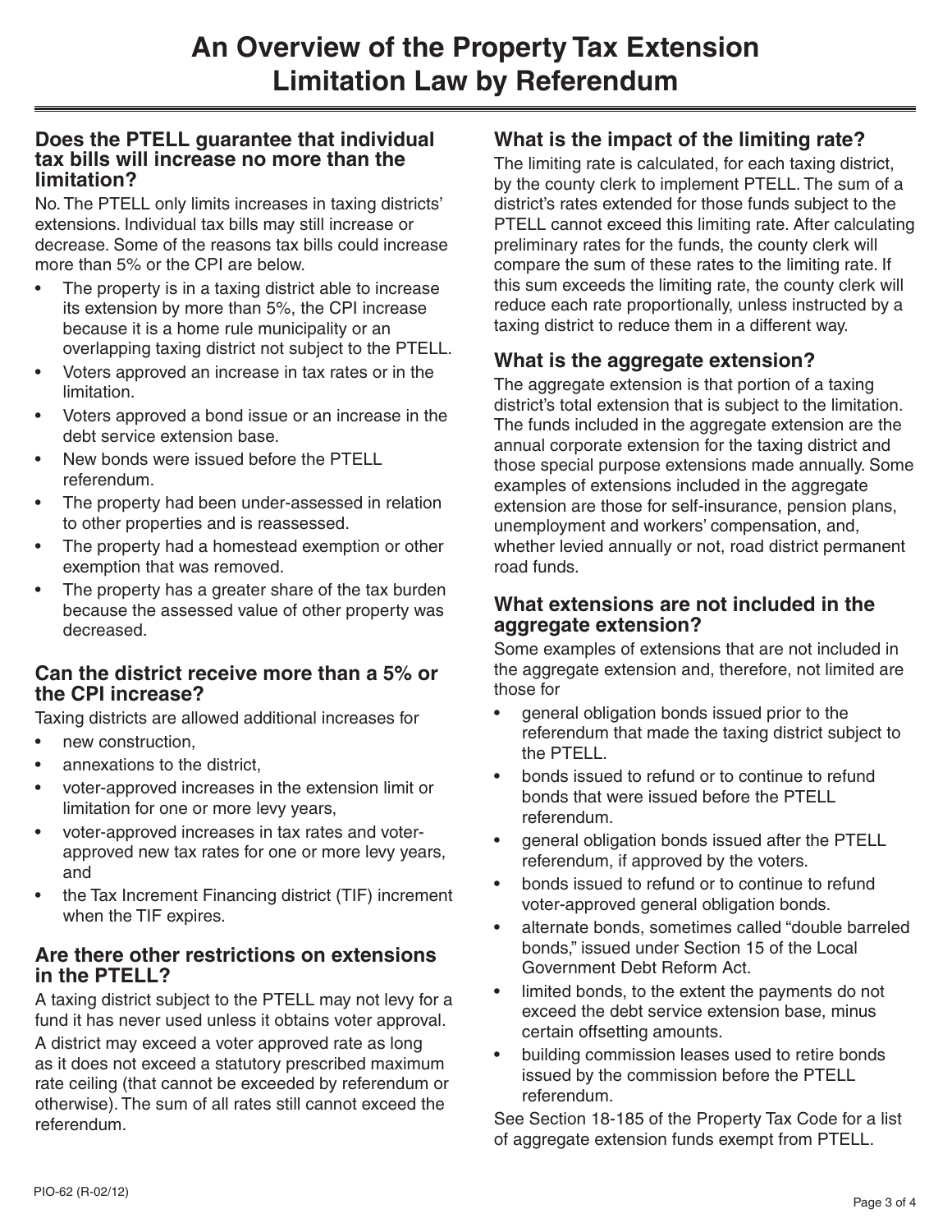# An Overview of the Property Tax Extension Limitation Law by Referendum

## Does the PTELL guarantee that individual tax bills will increase no more than the limitation?

No. The PTELL only limits increases in taxing districts' extensions. Individual tax bills may still increase or decrease. Some of the reasons tax bills could increase more than 5% or the CPI are below.

- The property is in a taxing district able to increase its extension by more than 5%, the CPI increase because it is a home rule municipality or an overlapping taxing district not subject to the PTELL.
- Voters approved an increase in tax rates or in the limitation.
- Voters approved a bond issue or an increase in the debt service extension base.
- New bonds were issued before the PTELL referendum.
- The property had been under-assessed in relation to other properties and is reassessed.
- The property had a homestead exemption or other exemption that was removed.
- The property has a greater share of the tax burden because the assessed value of other property was decreased.

## Can the district receive more than a 5% or the CPI increase?

Taxing districts are allowed additional increases for

- new construction,
- annexations to the district,
- voter-approved increases in the extension limit or limitation for one or more levy years,
- voter-approved increases in tax rates and voter-approved new tax rates for one or more levy years, and
- the Tax Increment Financing district (TIF) increment when the TIF expires.

## Are there other restrictions on extensions in the PTELL?

A taxing district subject to the PTELL may not levy for a fund it has never used unless it obtains voter approval.

A district may exceed a voter approved rate as long as it does not exceed a statutory prescribed maximum rate ceiling (that cannot be exceeded by referendum or otherwise). The sum of all rates still cannot exceed the referendum.

## What is the impact of the limiting rate?

The limiting rate is calculated, for each taxing district, by the county clerk to implement PTELL. The sum of a district's rates extended for those funds subject to the PTELL cannot exceed this limiting rate. After calculating preliminary rates for the funds, the county clerk will compare the sum of these rates to the limiting rate. If this sum exceeds the limiting rate, the county clerk will reduce each rate proportionally, unless instructed by a taxing district to reduce them in a different way.

## What is the aggregate extension?

The aggregate extension is that portion of a taxing district's total extension that is subject to the limitation. The funds included in the aggregate extension are the annual corporate extension for the taxing district and those special purpose extensions made annually. Some examples of extensions included in the aggregate extension are those for self-insurance, pension plans, unemployment and workers' compensation, and, whether levied annually or not, road district permanent road funds.

## What extensions are not included in the aggregate extension?

Some examples of extensions that are not included in the aggregate extension and, therefore, not limited are those for

- general obligation bonds issued prior to the referendum that made the taxing district subject to the PTELL.
- bonds issued to refund or to continue to refund bonds that were issued before the PTELL referendum.
- general obligation bonds issued after the PTELL referendum, if approved by the voters.
- bonds issued to refund or to continue to refund voter-approved general obligation bonds.
- alternate bonds, sometimes called "double barreled bonds," issued under Section 15 of the Local Government Debt Reform Act.
- limited bonds, to the extent the payments do not exceed the debt service extension base, minus certain offsetting amounts.
- building commission leases used to retire bonds issued by the commission before the PTELL referendum.

See Section 18-185 of the Property Tax Code for a list of aggregate extension funds exempt from PTELL.

PIO-62 (R-02/12)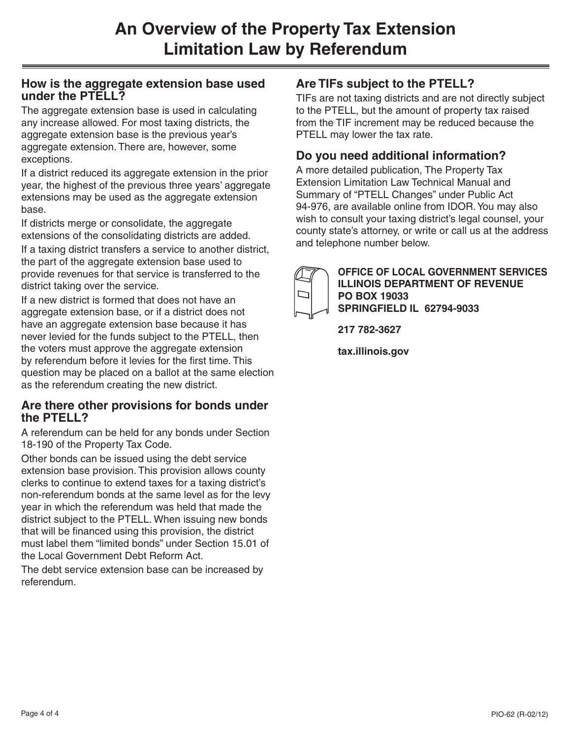# An Overview of the Property Tax Extension Limitation Law by Referendum

## How is the aggregate extension base used under the PTELL?

The aggregate extension base is used in calculating any increase allowed. For most taxing districts, the aggregate extension base is the previous year's aggregate extension. There are, however, some exceptions.

If a district reduced its aggregate extension in the prior year, the highest of the previous three years' aggregate extensions may be used as the aggregate extension base.

If districts merge or consolidate, the aggregate extensions of the consolidating districts are added.

If a taxing district transfers a service to another district, the part of the aggregate extension base used to provide revenues for that service is transferred to the district taking over the service.

If a new district is formed that does not have an aggregate extension base, or if a district does not have an aggregate extension base because it has never levied for the funds subject to the PTELL, then the voters must approve the aggregate extension by referendum before it levies for the first time. This question may be placed on a ballot at the same election as the referendum creating the new district.

## Are there other provisions for bonds under the PTELL?

A referendum can be held for any bonds under Section 18-190 of the Property Tax Code.

Other bonds can be issued using the debt service extension base provision. This provision allows county clerks to continue to extend taxes for a taxing district's non-referendum bonds at the same level as for the levy year in which the referendum was held that made the district subject to the PTELL. When issuing new bonds that will be financed using this provision, the district must label them "limited bonds" under Section 15.01 of the Local Government Debt Reform Act.

The debt service extension base can be increased by referendum.

## Are TIFs subject to the PTELL?

TIFs are not taxing districts and are not directly subject to the PTELL, but the amount of property tax raised from the TIF increment may be reduced because the PTELL may lower the tax rate.

## Do you need additional information?

A more detailed publication, The Property Tax Extension Limitation Law Technical Manual and Summary of "PTELL Changes" under Public Act 94-976, are available online from IDOR. You may also wish to consult your taxing district's legal counsel, your county state's attorney, or write or call us at the address and telephone number below.

**OFFICE OF LOCAL GOVERNMENT SERVICES**
**ILLINOIS DEPARTMENT OF REVENUE**
**PO BOX 19033**
**SPRINGFIELD IL 62794-9033**

**217 782-3627**

**tax.illinois.gov**

PIO-62 (R-02/12)